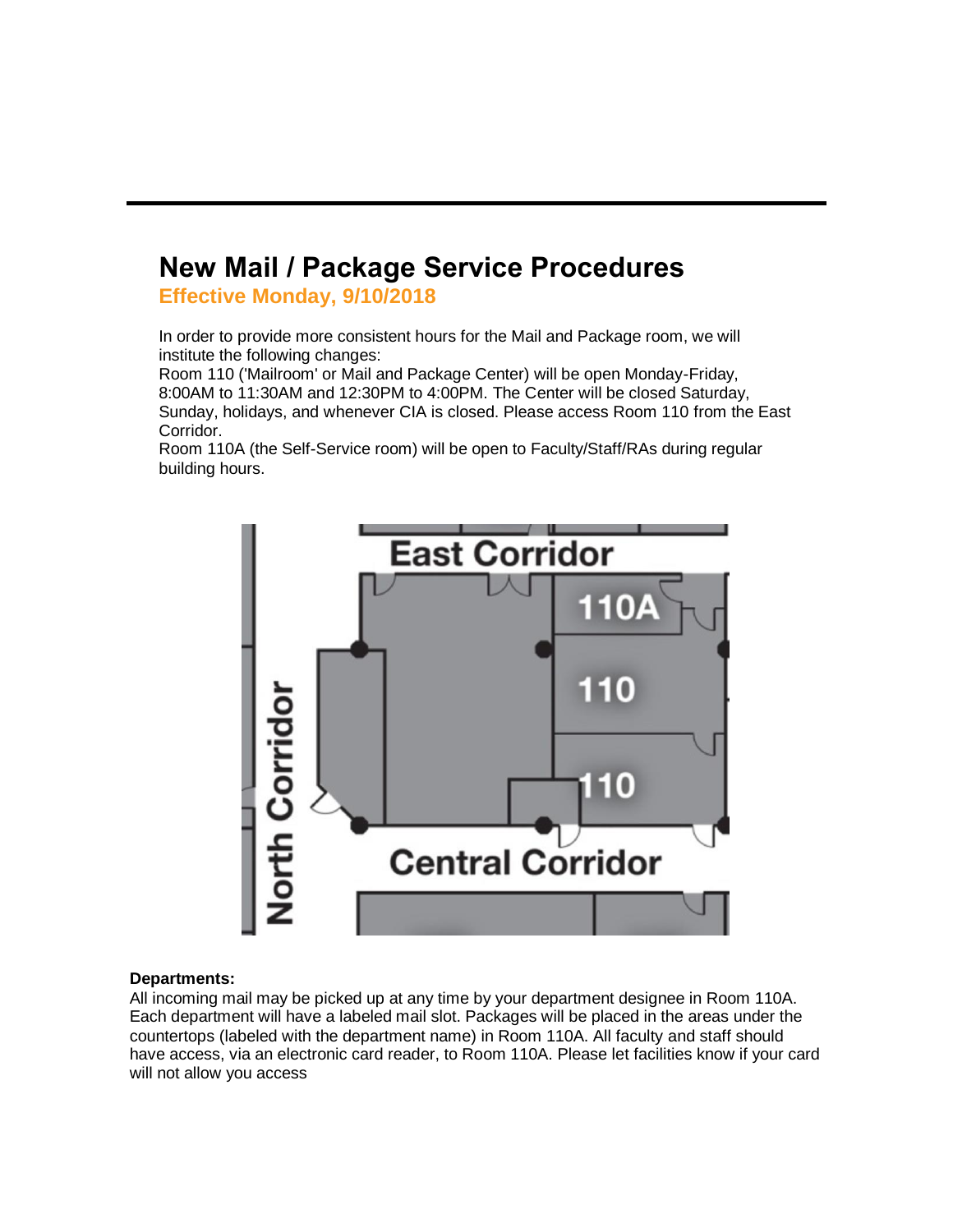# New Mail / Package Service Procedures

## Effective Monday, 9/10/2018

In order to provide more consistent hours for the Mail and Package room, we will institute the following changes:

Room 110 ('Mailroom' or Mail and Package Center) will be open Monday-Friday, 8:00AM to 11:30AM and 12:30PM to 4:00PM. The Center will be closed Saturday, Sunday, holidays, and whenever CIA is closed. Please access Room 110 from the East Corridor.

Room 110A (the Self-Service room) will be open to Faculty/Staff/RAs during regular building hours.

**Departments:**

All incoming mail may be picked up at any time by your department designee in Room 110A. Each department will have a labeled mail slot. Packages will be placed in the areas under the countertops (labeled with the department name) in Room 110A. All faculty and staff should have access, via an electronic card reader, to Room 110A. Please let facilities know if your card will not allow you access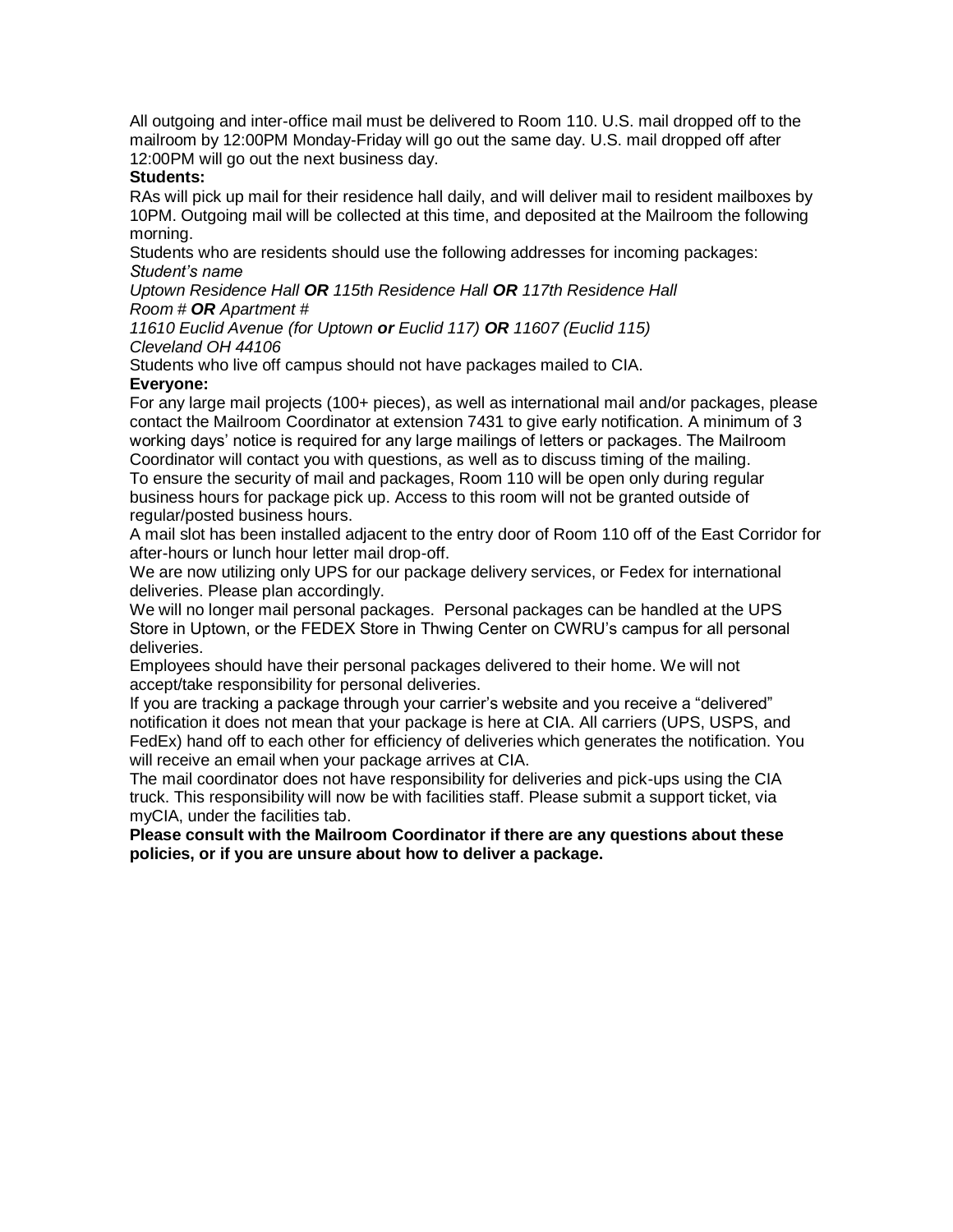All outgoing and inter-office mail must be delivered to Room 110. U.S. mail dropped off to the mailroom by 12:00PM Monday-Friday will go out the same day. U.S. mail dropped off after 12:00PM will go out the next business day.

**Students:**

RAs will pick up mail for their residence hall daily, and will deliver mail to resident mailboxes by 10PM. Outgoing mail will be collected at this time, and deposited at the Mailroom the following morning.

Students who are residents should use the following addresses for incoming packages:

*Student's name*
*Uptown Residence Hall* ***OR*** *115th Residence Hall* ***OR*** *117th Residence Hall*
*Room #* ***OR*** *Apartment #*
*11610 Euclid Avenue (for Uptown* ***or*** *Euclid 117)* ***OR*** *11607 (Euclid 115)*
*Cleveland OH 44106*

Students who live off campus should not have packages mailed to CIA.

**Everyone:**

For any large mail projects (100+ pieces), as well as international mail and/or packages, please contact the Mailroom Coordinator at extension 7431 to give early notification. A minimum of 3 working days' notice is required for any large mailings of letters or packages. The Mailroom Coordinator will contact you with questions, as well as to discuss timing of the mailing.

To ensure the security of mail and packages, Room 110 will be open only during regular business hours for package pick up. Access to this room will not be granted outside of regular/posted business hours.

A mail slot has been installed adjacent to the entry door of Room 110 off of the East Corridor for after-hours or lunch hour letter mail drop-off.

We are now utilizing only UPS for our package delivery services, or Fedex for international deliveries. Please plan accordingly.

We will no longer mail personal packages. Personal packages can be handled at the UPS Store in Uptown, or the FEDEX Store in Thwing Center on CWRU's campus for all personal deliveries.

Employees should have their personal packages delivered to their home. We will not accept/take responsibility for personal deliveries.

If you are tracking a package through your carrier's website and you receive a "delivered" notification it does not mean that your package is here at CIA. All carriers (UPS, USPS, and FedEx) hand off to each other for efficiency of deliveries which generates the notification. You will receive an email when your package arrives at CIA.

The mail coordinator does not have responsibility for deliveries and pick-ups using the CIA truck. This responsibility will now be with facilities staff. Please submit a support ticket, via myCIA, under the facilities tab.

**Please consult with the Mailroom Coordinator if there are any questions about these policies, or if you are unsure about how to deliver a package.**